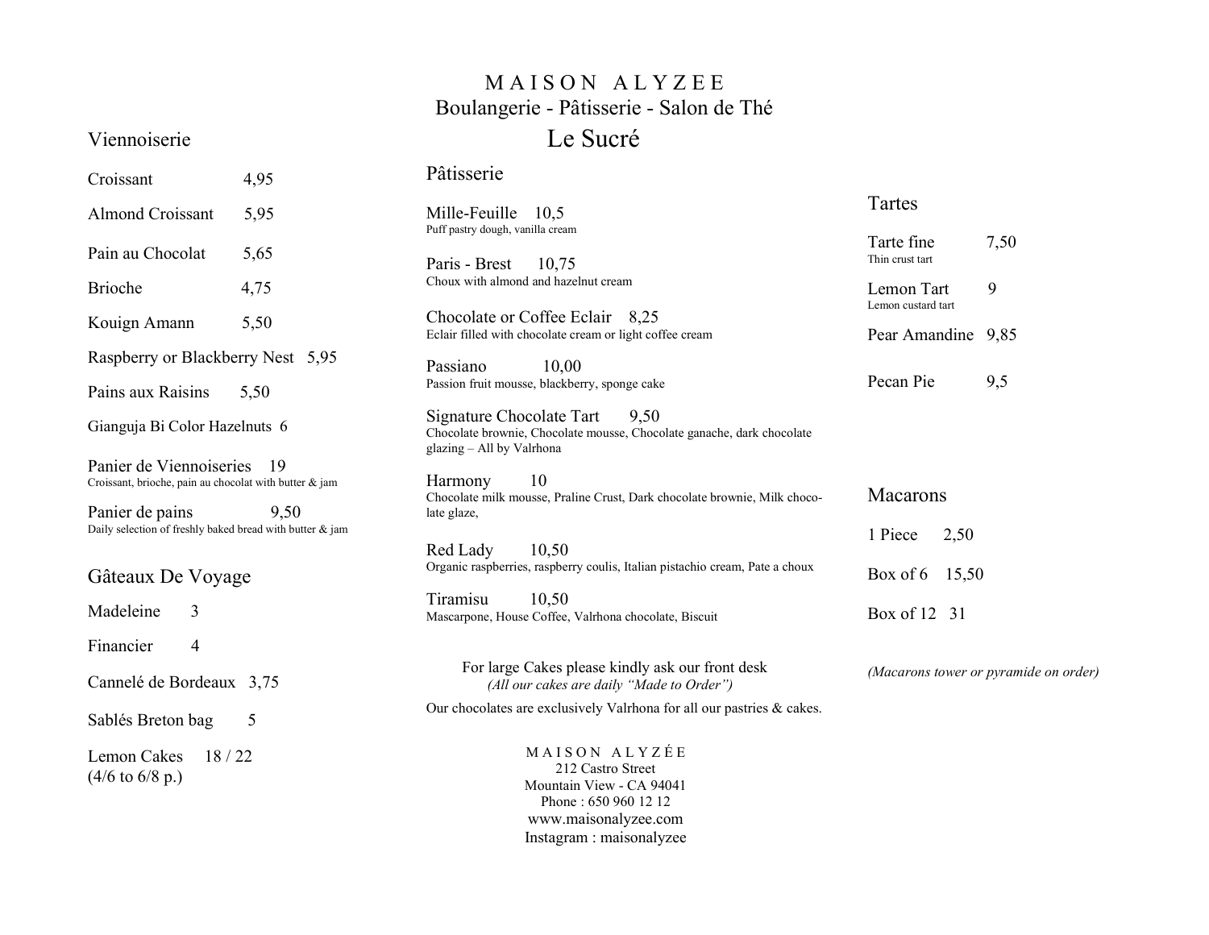# MAISON ALYZEE

Boulangerie - Pâtisserie - Salon de Thé

## Le Sucré

### Viennoiserie

Croissant 4,95

Almond Croissant 5,95

Pain au Chocolat 5,65

Brioche 4,75

Kouign Amann 5,50

Raspberry or Blackberry Nest 5,95

Pains aux Raisins 5,50

Gianguja Bi Color Hazelnuts 6

Panier de Viennoiseries 19
Croissant, brioche, pain au chocolat with butter & jam

Panier de pains 9,50
Daily selection of freshly baked bread with butter & jam

### Gâteaux De Voyage

Madeleine 3

Financier 4

Cannelé de Bordeaux 3,75

Sablés Breton bag 5

Lemon Cakes 18 / 22
(4/6 to 6/8 p.)

### Pâtisserie

Mille-Feuille 10,5
Puff pastry dough, vanilla cream

Paris - Brest 10,75
Choux with almond and hazelnut cream

Chocolate or Coffee Eclair 8,25
Eclair filled with chocolate cream or light coffee cream

Passiano 10,00
Passion fruit mousse, blackberry, sponge cake

Signature Chocolate Tart 9,50
Chocolate brownie, Chocolate mousse, Chocolate ganache, dark chocolate glazing – All by Valrhona

Harmony 10
Chocolate milk mousse, Praline Crust, Dark chocolate brownie, Milk chocolate glaze,

Red Lady 10,50
Organic raspberries, raspberry coulis, Italian pistachio cream, Pate a choux

Tiramisu 10,50
Mascarpone, House Coffee, Valrhona chocolate, Biscuit

For large Cakes please kindly ask our front desk
*(All our cakes are daily "Made to Order")*

Our chocolates are exclusively Valrhona for all our pastries & cakes.

### Tartes

Tarte fine 7,50
Thin crust tart

Lemon Tart 9
Lemon custard tart

Pear Amandine 9,85

Pecan Pie 9,5

### Macarons

1 Piece 2,50

Box of 6 15,50

Box of 12 31

*(Macarons tower or pyramide on order)*

MAISON ALYZÉE
212 Castro Street
Mountain View - CA 94041
Phone : 650 960 12 12
www.maisonalyzee.com
Instagram : maisonalyzee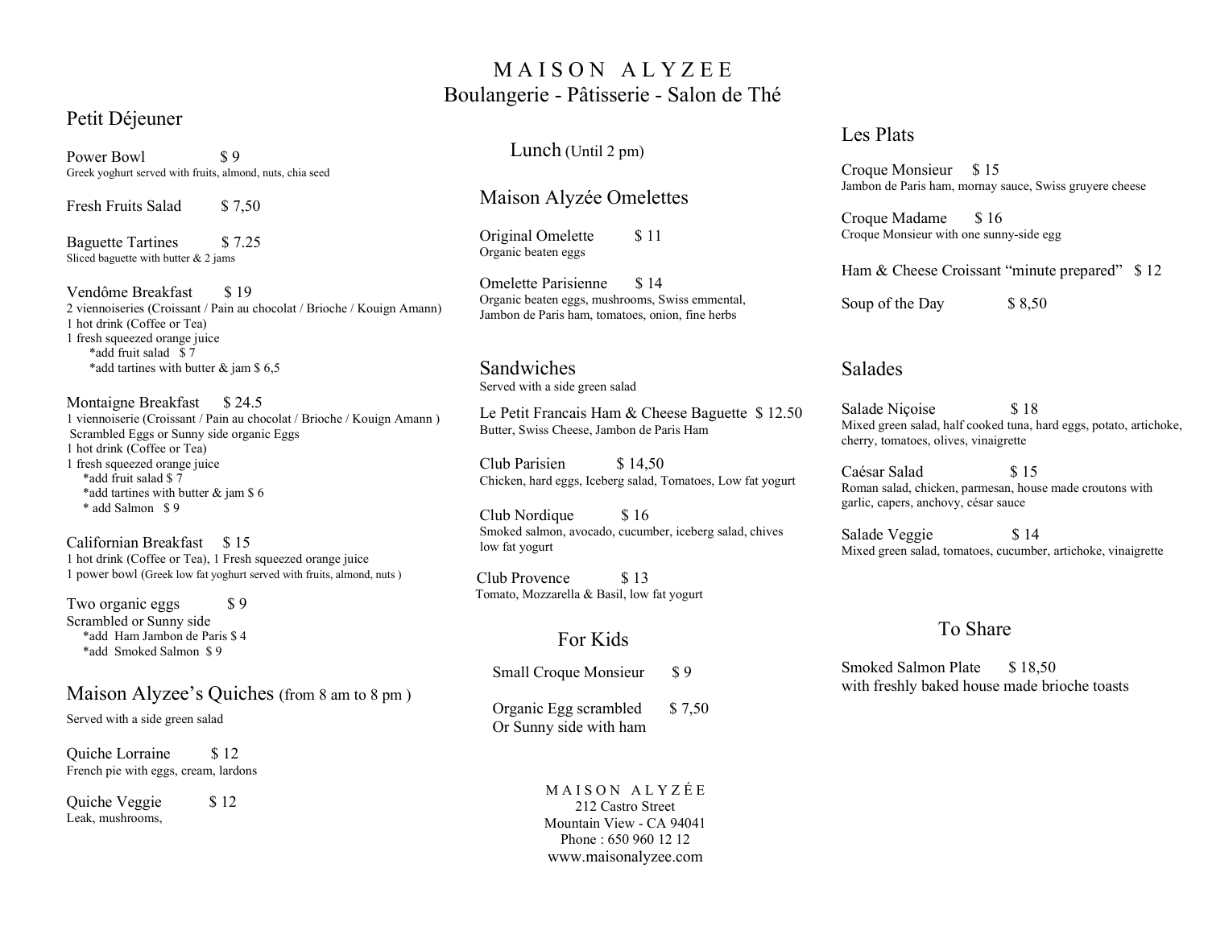# MAISON ALYZEE

Boulangerie - Pâtisserie - Salon de Thé

## Petit Déjeuner

Power Bowl $ 9
Greek yoghurt served with fruits, almond, nuts, chia seed

Fresh Fruits Salad $ 7,50

Baguette Tartines $ 7.25
Sliced baguette with butter & 2 jams

Vendôme Breakfast $ 19
2 viennoiseries (Croissant / Pain au chocolat / Brioche / Kouign Amann)
1 hot drink (Coffee or Tea)
1 fresh squeezed orange juice
*add fruit salad $ 7
*add tartines with butter & jam $ 6,5

Montaigne Breakfast $ 24.5
1 viennoiserie (Croissant / Pain au chocolat / Brioche / Kouign Amann )
Scrambled Eggs or Sunny side organic Eggs
1 hot drink (Coffee or Tea)
1 fresh squeezed orange juice
*add fruit salad $ 7
*add tartines with butter & jam $ 6
* add Salmon $ 9

Californian Breakfast $ 15
1 hot drink (Coffee or Tea), 1 Fresh squeezed orange juice
1 power bowl (Greek low fat yoghurt served with fruits, almond, nuts )

Two organic eggs $ 9
Scrambled or Sunny side
*add Ham Jambon de Paris $ 4
*add Smoked Salmon $ 9

## Maison Alyzee's Quiches (from 8 am to 8 pm )

Served with a side green salad

Quiche Lorraine $ 12
French pie with eggs, cream, lardons

Quiche Veggie $ 12
Leak, mushrooms,

## Lunch (Until 2 pm)

### Maison Alyzée Omelettes

Original Omelette $ 11
Organic beaten eggs

Omelette Parisienne $ 14
Organic beaten eggs, mushrooms, Swiss emmental, Jambon de Paris ham, tomatoes, onion, fine herbs

### Sandwiches

Served with a side green salad

Le Petit Francais Ham & Cheese Baguette $ 12.50
Butter, Swiss Cheese, Jambon de Paris Ham

Club Parisien $ 14,50
Chicken, hard eggs, Iceberg salad, Tomatoes, Low fat yogurt

Club Nordique $ 16
Smoked salmon, avocado, cucumber, iceberg salad, chives low fat yogurt

Club Provence $ 13
Tomato, Mozzarella & Basil, low fat yogurt

### For Kids

Small Croque Monsieur $ 9

Organic Egg scrambled $ 7,50
Or Sunny side with ham

MAISON ALYZÉE
212 Castro Street
Mountain View - CA 94041
Phone : 650 960 12 12
www.maisonalyzee.com

## Les Plats

Croque Monsieur $ 15
Jambon de Paris ham, mornay sauce, Swiss gruyere cheese

Croque Madame $ 16
Croque Monsieur with one sunny-side egg

Ham & Cheese Croissant "minute prepared" $ 12

Soup of the Day $ 8,50

## Salades

Salade Niçoise $ 18
Mixed green salad, half cooked tuna, hard eggs, potato, artichoke, cherry, tomatoes, olives, vinaigrette

Caésar Salad $ 15
Roman salad, chicken, parmesan, house made croutons with garlic, capers, anchovy, césar sauce

Salade Veggie $ 14
Mixed green salad, tomatoes, cucumber, artichoke, vinaigrette

## To Share

Smoked Salmon Plate $ 18,50
with freshly baked house made brioche toasts